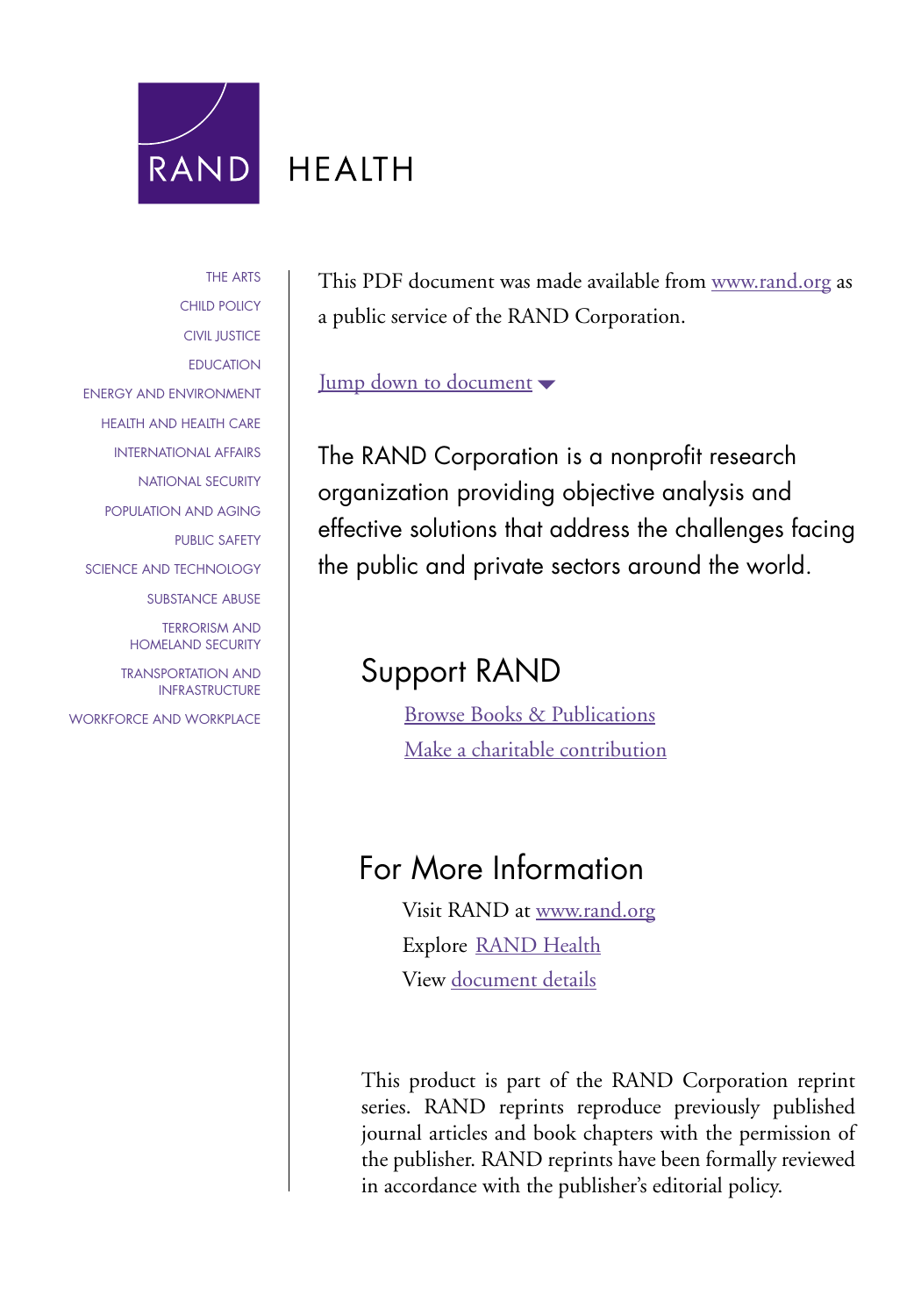RAND

HEALTH

- THE ARTS
- CHILD POLICY
- CIVIL JUSTICE
- EDUCATION
- ENERGY AND ENVIRONMENT
- HEALTH AND HEALTH CARE
- INTERNATIONAL AFFAIRS
- NATIONAL SECURITY
- POPULATION AND AGING
- PUBLIC SAFETY
- SCIENCE AND TECHNOLOGY
- SUBSTANCE ABUSE
- TERRORISM AND HOMELAND SECURITY
- TRANSPORTATION AND INFRASTRUCTURE
- WORKFORCE AND WORKPLACE

This PDF document was made available from www.rand.org as a public service of the RAND Corporation.

Jump down to document

The RAND Corporation is a nonprofit research organization providing objective analysis and effective solutions that address the challenges facing the public and private sectors around the world.

## Support RAND

Browse Books & Publications

Make a charitable contribution

## For More Information

Visit RAND at www.rand.org

Explore RAND Health

View document details

This product is part of the RAND Corporation reprint series. RAND reprints reproduce previously published journal articles and book chapters with the permission of the publisher. RAND reprints have been formally reviewed in accordance with the publisher's editorial policy.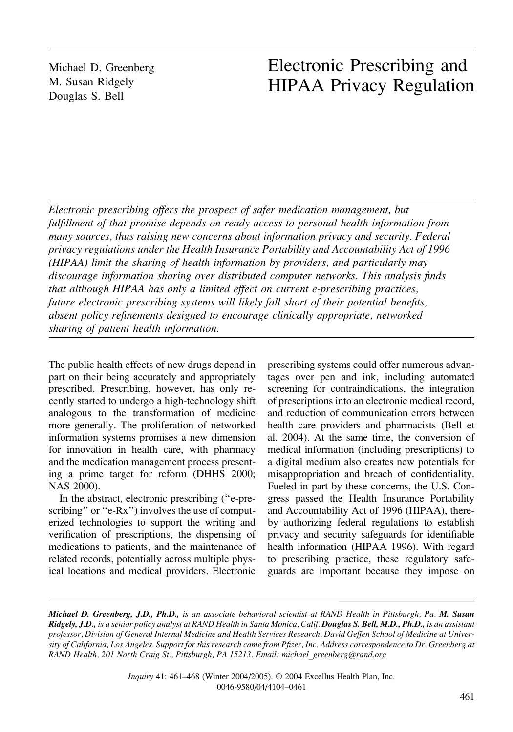Michael D. Greenberg
M. Susan Ridgely
Douglas S. Bell

# Electronic Prescribing and HIPAA Privacy Regulation

*Electronic prescribing offers the prospect of safer medication management, but fulfillment of that promise depends on ready access to personal health information from many sources, thus raising new concerns about information privacy and security. Federal privacy regulations under the Health Insurance Portability and Accountability Act of 1996 (HIPAA) limit the sharing of health information by providers, and particularly may discourage information sharing over distributed computer networks. This analysis finds that although HIPAA has only a limited effect on current e-prescribing practices, future electronic prescribing systems will likely fall short of their potential benefits, absent policy refinements designed to encourage clinically appropriate, networked sharing of patient health information.*

The public health effects of new drugs depend in part on their being accurately and appropriately prescribed. Prescribing, however, has only recently started to undergo a high-technology shift analogous to the transformation of medicine more generally. The proliferation of networked information systems promises a new dimension for innovation in health care, with pharmacy and the medication management process presenting a prime target for reform (DHHS 2000; NAS 2000).

In the abstract, electronic prescribing (''e-prescribing'' or ''e-Rx'') involves the use of computerized technologies to support the writing and verification of prescriptions, the dispensing of medications to patients, and the maintenance of related records, potentially across multiple physical locations and medical providers. Electronic prescribing systems could offer numerous advantages over pen and ink, including automated screening for contraindications, the integration of prescriptions into an electronic medical record, and reduction of communication errors between health care providers and pharmacists (Bell et al. 2004). At the same time, the conversion of medical information (including prescriptions) to a digital medium also creates new potentials for misappropriation and breach of confidentiality. Fueled in part by these concerns, the U.S. Congress passed the Health Insurance Portability and Accountability Act of 1996 (HIPAA), thereby authorizing federal regulations to establish privacy and security safeguards for identifiable health information (HIPAA 1996). With regard to prescribing practice, these regulatory safeguards are important because they impose on

***Michael D. Greenberg, J.D., Ph.D.,*** *is an associate behavioral scientist at RAND Health in Pittsburgh, Pa.* ***M. Susan Ridgely, J.D.,*** *is a senior policy analyst at RAND Health in Santa Monica, Calif.* ***Douglas S. Bell, M.D., Ph.D.,*** *is an assistant professor, Division of General Internal Medicine and Health Services Research, David Geffen School of Medicine at University of California, Los Angeles. Support for this research came from Pfizer, Inc. Address correspondence to Dr. Greenberg at RAND Health, 201 North Craig St., Pittsburgh, PA 15213. Email: michael_greenberg@rand.org*

*Inquiry* 41: 461–468 (Winter 2004/2005). © 2004 Excellus Health Plan, Inc.
0046-9580/04/4104–0461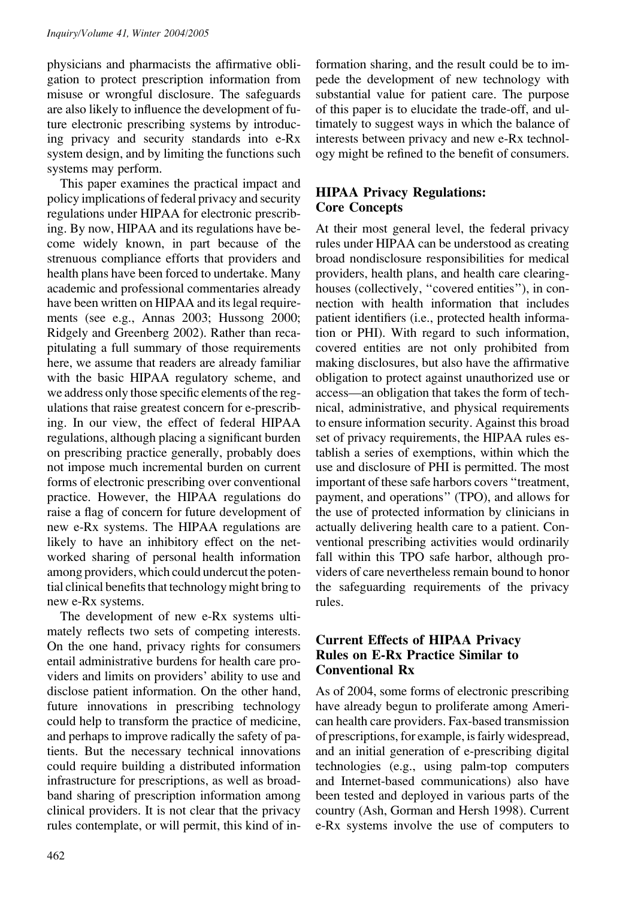physicians and pharmacists the affirmative obligation to protect prescription information from misuse or wrongful disclosure. The safeguards are also likely to influence the development of future electronic prescribing systems by introducing privacy and security standards into e-Rx system design, and by limiting the functions such systems may perform.

This paper examines the practical impact and policy implications of federal privacy and security regulations under HIPAA for electronic prescribing. By now, HIPAA and its regulations have become widely known, in part because of the strenuous compliance efforts that providers and health plans have been forced to undertake. Many academic and professional commentaries already have been written on HIPAA and its legal requirements (see e.g., Annas 2003; Hussong 2000; Ridgely and Greenberg 2002). Rather than recapitulating a full summary of those requirements here, we assume that readers are already familiar with the basic HIPAA regulatory scheme, and we address only those specific elements of the regulations that raise greatest concern for e-prescribing. In our view, the effect of federal HIPAA regulations, although placing a significant burden on prescribing practice generally, probably does not impose much incremental burden on current forms of electronic prescribing over conventional practice. However, the HIPAA regulations do raise a flag of concern for future development of new e-Rx systems. The HIPAA regulations are likely to have an inhibitory effect on the networked sharing of personal health information among providers, which could undercut the potential clinical benefits that technology might bring to new e-Rx systems.

The development of new e-Rx systems ultimately reflects two sets of competing interests. On the one hand, privacy rights for consumers entail administrative burdens for health care providers and limits on providers' ability to use and disclose patient information. On the other hand, future innovations in prescribing technology could help to transform the practice of medicine, and perhaps to improve radically the safety of patients. But the necessary technical innovations could require building a distributed information infrastructure for prescriptions, as well as broadband sharing of prescription information among clinical providers. It is not clear that the privacy rules contemplate, or will permit, this kind of information sharing, and the result could be to impede the development of new technology with substantial value for patient care. The purpose of this paper is to elucidate the trade-off, and ultimately to suggest ways in which the balance of interests between privacy and new e-Rx technology might be refined to the benefit of consumers.

## HIPAA Privacy Regulations: Core Concepts

At their most general level, the federal privacy rules under HIPAA can be understood as creating broad nondisclosure responsibilities for medical providers, health plans, and health care clearinghouses (collectively, "covered entities"), in connection with health information that includes patient identifiers (i.e., protected health information or PHI). With regard to such information, covered entities are not only prohibited from making disclosures, but also have the affirmative obligation to protect against unauthorized use or access—an obligation that takes the form of technical, administrative, and physical requirements to ensure information security. Against this broad set of privacy requirements, the HIPAA rules establish a series of exemptions, within which the use and disclosure of PHI is permitted. The most important of these safe harbors covers "treatment, payment, and operations" (TPO), and allows for the use of protected information by clinicians in actually delivering health care to a patient. Conventional prescribing activities would ordinarily fall within this TPO safe harbor, although providers of care nevertheless remain bound to honor the safeguarding requirements of the privacy rules.

## Current Effects of HIPAA Privacy Rules on E-Rx Practice Similar to Conventional Rx

As of 2004, some forms of electronic prescribing have already begun to proliferate among American health care providers. Fax-based transmission of prescriptions, for example, is fairly widespread, and an initial generation of e-prescribing digital technologies (e.g., using palm-top computers and Internet-based communications) also have been tested and deployed in various parts of the country (Ash, Gorman and Hersh 1998). Current e-Rx systems involve the use of computers to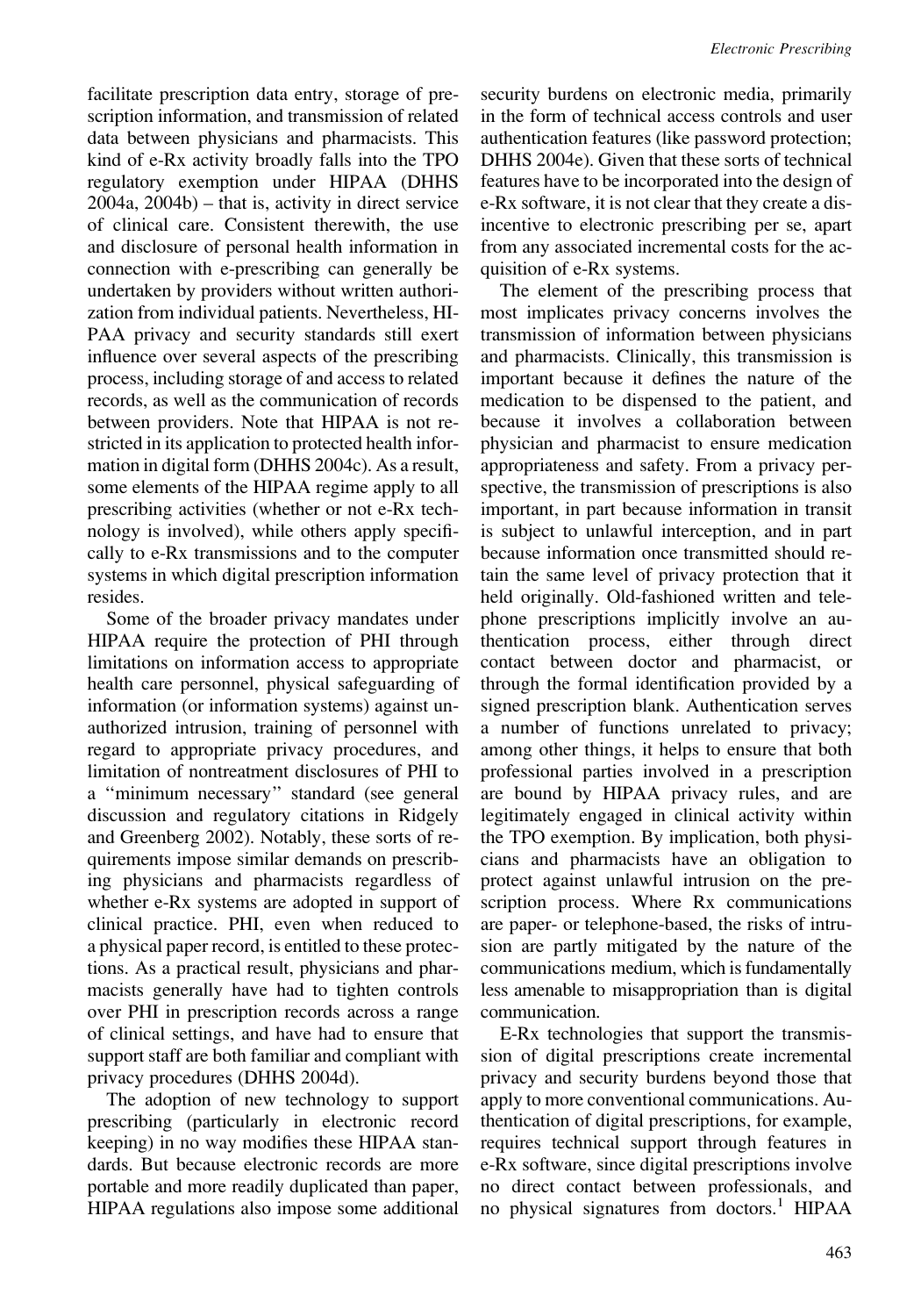facilitate prescription data entry, storage of prescription information, and transmission of related data between physicians and pharmacists. This kind of e-Rx activity broadly falls into the TPO regulatory exemption under HIPAA (DHHS 2004a, 2004b) – that is, activity in direct service of clinical care. Consistent therewith, the use and disclosure of personal health information in connection with e-prescribing can generally be undertaken by providers without written authorization from individual patients. Nevertheless, HIPAA privacy and security standards still exert influence over several aspects of the prescribing process, including storage of and access to related records, as well as the communication of records between providers. Note that HIPAA is not restricted in its application to protected health information in digital form (DHHS 2004c). As a result, some elements of the HIPAA regime apply to all prescribing activities (whether or not e-Rx technology is involved), while others apply specifically to e-Rx transmissions and to the computer systems in which digital prescription information resides.

Some of the broader privacy mandates under HIPAA require the protection of PHI through limitations on information access to appropriate health care personnel, physical safeguarding of information (or information systems) against unauthorized intrusion, training of personnel with regard to appropriate privacy procedures, and limitation of nontreatment disclosures of PHI to a ''minimum necessary'' standard (see general discussion and regulatory citations in Ridgely and Greenberg 2002). Notably, these sorts of requirements impose similar demands on prescribing physicians and pharmacists regardless of whether e-Rx systems are adopted in support of clinical practice. PHI, even when reduced to a physical paper record, is entitled to these protections. As a practical result, physicians and pharmacists generally have had to tighten controls over PHI in prescription records across a range of clinical settings, and have had to ensure that support staff are both familiar and compliant with privacy procedures (DHHS 2004d).

The adoption of new technology to support prescribing (particularly in electronic record keeping) in no way modifies these HIPAA standards. But because electronic records are more portable and more readily duplicated than paper, HIPAA regulations also impose some additional security burdens on electronic media, primarily in the form of technical access controls and user authentication features (like password protection; DHHS 2004e). Given that these sorts of technical features have to be incorporated into the design of e-Rx software, it is not clear that they create a disincentive to electronic prescribing per se, apart from any associated incremental costs for the acquisition of e-Rx systems.

The element of the prescribing process that most implicates privacy concerns involves the transmission of information between physicians and pharmacists. Clinically, this transmission is important because it defines the nature of the medication to be dispensed to the patient, and because it involves a collaboration between physician and pharmacist to ensure medication appropriateness and safety. From a privacy perspective, the transmission of prescriptions is also important, in part because information in transit is subject to unlawful interception, and in part because information once transmitted should retain the same level of privacy protection that it held originally. Old-fashioned written and telephone prescriptions implicitly involve an authentication process, either through direct contact between doctor and pharmacist, or through the formal identification provided by a signed prescription blank. Authentication serves a number of functions unrelated to privacy; among other things, it helps to ensure that both professional parties involved in a prescription are bound by HIPAA privacy rules, and are legitimately engaged in clinical activity within the TPO exemption. By implication, both physicians and pharmacists have an obligation to protect against unlawful intrusion on the prescription process. Where Rx communications are paper- or telephone-based, the risks of intrusion are partly mitigated by the nature of the communications medium, which is fundamentally less amenable to misappropriation than is digital communication.

E-Rx technologies that support the transmission of digital prescriptions create incremental privacy and security burdens beyond those that apply to more conventional communications. Authentication of digital prescriptions, for example, requires technical support through features in e-Rx software, since digital prescriptions involve no direct contact between professionals, and no physical signatures from doctors.[1] HIPAA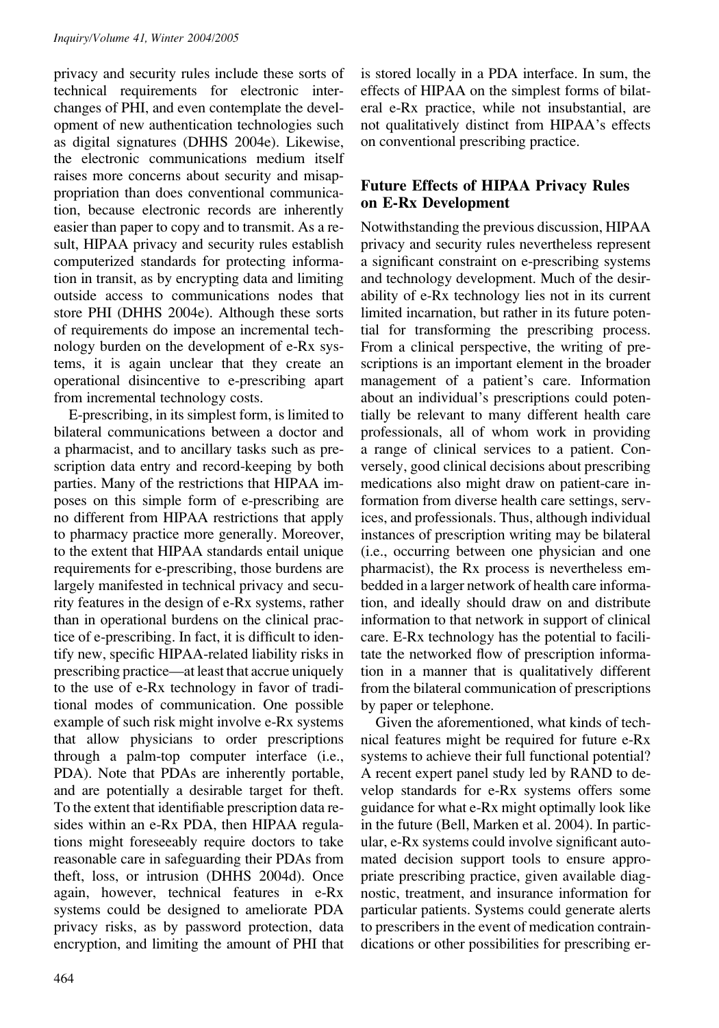privacy and security rules include these sorts of technical requirements for electronic interchanges of PHI, and even contemplate the development of new authentication technologies such as digital signatures (DHHS 2004e). Likewise, the electronic communications medium itself raises more concerns about security and misappropriation than does conventional communication, because electronic records are inherently easier than paper to copy and to transmit. As a result, HIPAA privacy and security rules establish computerized standards for protecting information in transit, as by encrypting data and limiting outside access to communications nodes that store PHI (DHHS 2004e). Although these sorts of requirements do impose an incremental technology burden on the development of e-Rx systems, it is again unclear that they create an operational disincentive to e-prescribing apart from incremental technology costs.

E-prescribing, in its simplest form, is limited to bilateral communications between a doctor and a pharmacist, and to ancillary tasks such as prescription data entry and record-keeping by both parties. Many of the restrictions that HIPAA imposes on this simple form of e-prescribing are no different from HIPAA restrictions that apply to pharmacy practice more generally. Moreover, to the extent that HIPAA standards entail unique requirements for e-prescribing, those burdens are largely manifested in technical privacy and security features in the design of e-Rx systems, rather than in operational burdens on the clinical practice of e-prescribing. In fact, it is difficult to identify new, specific HIPAA-related liability risks in prescribing practice—at least that accrue uniquely to the use of e-Rx technology in favor of traditional modes of communication. One possible example of such risk might involve e-Rx systems that allow physicians to order prescriptions through a palm-top computer interface (i.e., PDA). Note that PDAs are inherently portable, and are potentially a desirable target for theft. To the extent that identifiable prescription data resides within an e-Rx PDA, then HIPAA regulations might foreseeably require doctors to take reasonable care in safeguarding their PDAs from theft, loss, or intrusion (DHHS 2004d). Once again, however, technical features in e-Rx systems could be designed to ameliorate PDA privacy risks, as by password protection, data encryption, and limiting the amount of PHI that is stored locally in a PDA interface. In sum, the effects of HIPAA on the simplest forms of bilateral e-Rx practice, while not insubstantial, are not qualitatively distinct from HIPAA's effects on conventional prescribing practice.

## Future Effects of HIPAA Privacy Rules on E-Rx Development

Notwithstanding the previous discussion, HIPAA privacy and security rules nevertheless represent a significant constraint on e-prescribing systems and technology development. Much of the desirability of e-Rx technology lies not in its current limited incarnation, but rather in its future potential for transforming the prescribing process. From a clinical perspective, the writing of prescriptions is an important element in the broader management of a patient's care. Information about an individual's prescriptions could potentially be relevant to many different health care professionals, all of whom work in providing a range of clinical services to a patient. Conversely, good clinical decisions about prescribing medications also might draw on patient-care information from diverse health care settings, services, and professionals. Thus, although individual instances of prescription writing may be bilateral (i.e., occurring between one physician and one pharmacist), the Rx process is nevertheless embedded in a larger network of health care information, and ideally should draw on and distribute information to that network in support of clinical care. E-Rx technology has the potential to facilitate the networked flow of prescription information in a manner that is qualitatively different from the bilateral communication of prescriptions by paper or telephone.

Given the aforementioned, what kinds of technical features might be required for future e-Rx systems to achieve their full functional potential? A recent expert panel study led by RAND to develop standards for e-Rx systems offers some guidance for what e-Rx might optimally look like in the future (Bell, Marken et al. 2004). In particular, e-Rx systems could involve significant automated decision support tools to ensure appropriate prescribing practice, given available diagnostic, treatment, and insurance information for particular patients. Systems could generate alerts to prescribers in the event of medication contraindications or other possibilities for prescribing er-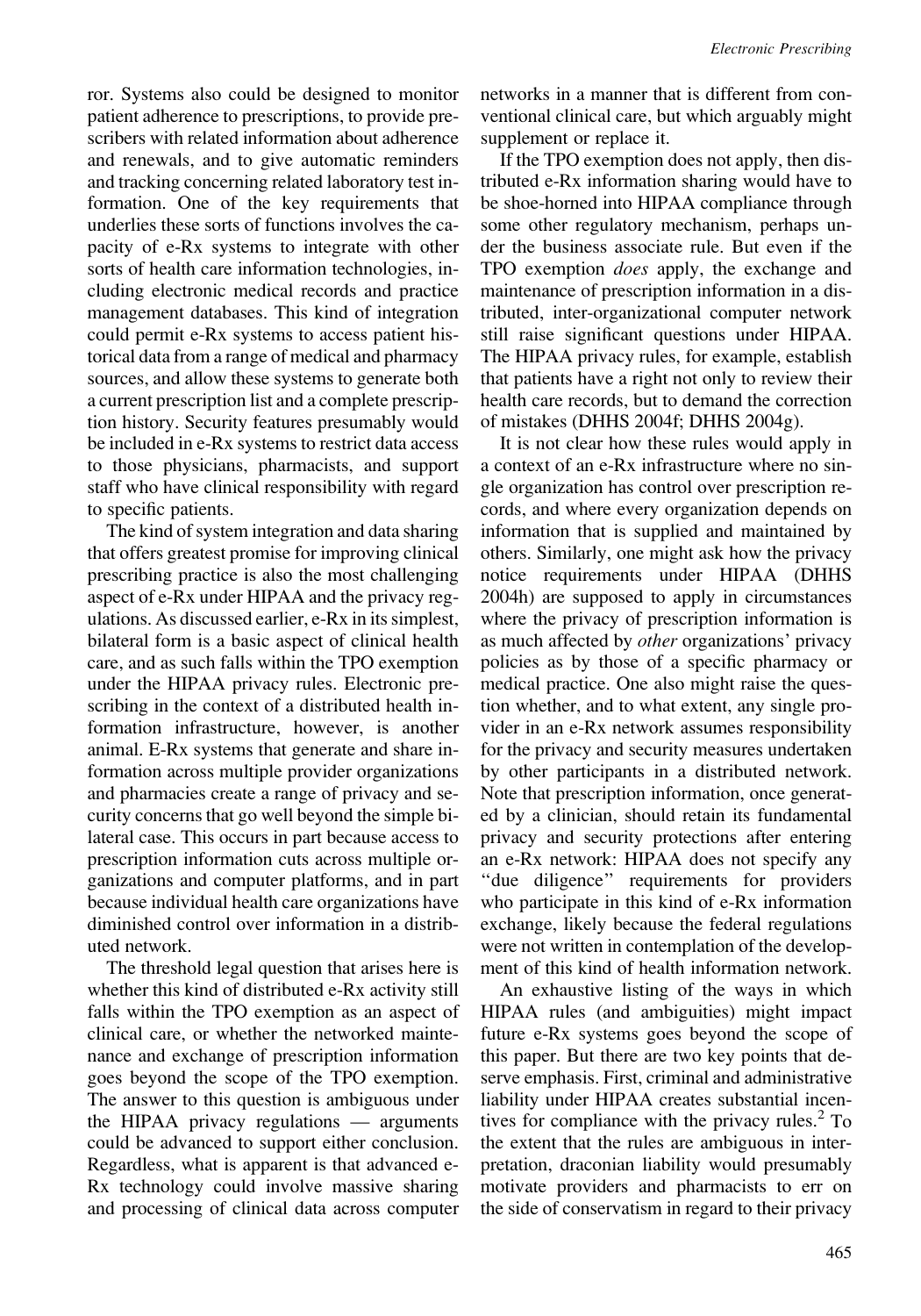ror. Systems also could be designed to monitor patient adherence to prescriptions, to provide prescribers with related information about adherence and renewals, and to give automatic reminders and tracking concerning related laboratory test information. One of the key requirements that underlies these sorts of functions involves the capacity of e-Rx systems to integrate with other sorts of health care information technologies, including electronic medical records and practice management databases. This kind of integration could permit e-Rx systems to access patient historical data from a range of medical and pharmacy sources, and allow these systems to generate both a current prescription list and a complete prescription history. Security features presumably would be included in e-Rx systems to restrict data access to those physicians, pharmacists, and support staff who have clinical responsibility with regard to specific patients.

The kind of system integration and data sharing that offers greatest promise for improving clinical prescribing practice is also the most challenging aspect of e-Rx under HIPAA and the privacy regulations. As discussed earlier, e-Rx in its simplest, bilateral form is a basic aspect of clinical health care, and as such falls within the TPO exemption under the HIPAA privacy rules. Electronic prescribing in the context of a distributed health information infrastructure, however, is another animal. E-Rx systems that generate and share information across multiple provider organizations and pharmacies create a range of privacy and security concerns that go well beyond the simple bilateral case. This occurs in part because access to prescription information cuts across multiple organizations and computer platforms, and in part because individual health care organizations have diminished control over information in a distributed network.

The threshold legal question that arises here is whether this kind of distributed e-Rx activity still falls within the TPO exemption as an aspect of clinical care, or whether the networked maintenance and exchange of prescription information goes beyond the scope of the TPO exemption. The answer to this question is ambiguous under the HIPAA privacy regulations — arguments could be advanced to support either conclusion. Regardless, what is apparent is that advanced e-Rx technology could involve massive sharing and processing of clinical data across computer networks in a manner that is different from conventional clinical care, but which arguably might supplement or replace it.

If the TPO exemption does not apply, then distributed e-Rx information sharing would have to be shoe-horned into HIPAA compliance through some other regulatory mechanism, perhaps under the business associate rule. But even if the TPO exemption *does* apply, the exchange and maintenance of prescription information in a distributed, inter-organizational computer network still raise significant questions under HIPAA. The HIPAA privacy rules, for example, establish that patients have a right not only to review their health care records, but to demand the correction of mistakes (DHHS 2004f; DHHS 2004g).

It is not clear how these rules would apply in a context of an e-Rx infrastructure where no single organization has control over prescription records, and where every organization depends on information that is supplied and maintained by others. Similarly, one might ask how the privacy notice requirements under HIPAA (DHHS 2004h) are supposed to apply in circumstances where the privacy of prescription information is as much affected by *other* organizations' privacy policies as by those of a specific pharmacy or medical practice. One also might raise the question whether, and to what extent, any single provider in an e-Rx network assumes responsibility for the privacy and security measures undertaken by other participants in a distributed network. Note that prescription information, once generated by a clinician, should retain its fundamental privacy and security protections after entering an e-Rx network: HIPAA does not specify any "due diligence" requirements for providers who participate in this kind of e-Rx information exchange, likely because the federal regulations were not written in contemplation of the development of this kind of health information network.

An exhaustive listing of the ways in which HIPAA rules (and ambiguities) might impact future e-Rx systems goes beyond the scope of this paper. But there are two key points that deserve emphasis. First, criminal and administrative liability under HIPAA creates substantial incentives for compliance with the privacy rules.[2] To the extent that the rules are ambiguous in interpretation, draconian liability would presumably motivate providers and pharmacists to err on the side of conservatism in regard to their privacy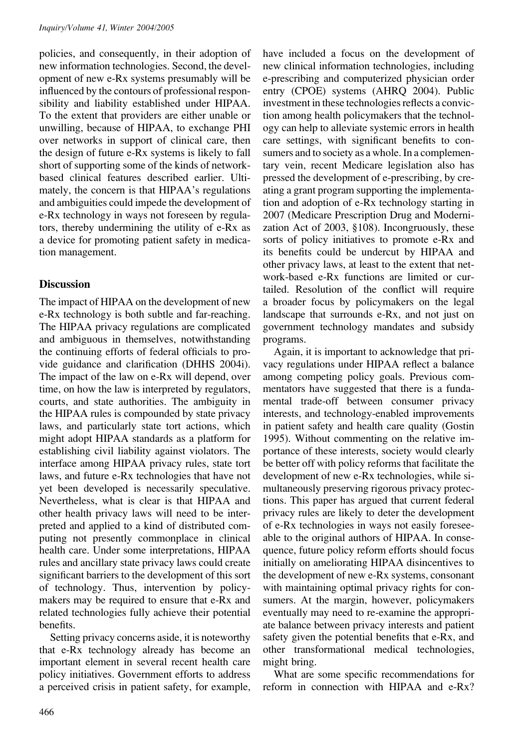policies, and consequently, in their adoption of new information technologies. Second, the development of new e-Rx systems presumably will be influenced by the contours of professional responsibility and liability established under HIPAA. To the extent that providers are either unable or unwilling, because of HIPAA, to exchange PHI over networks in support of clinical care, then the design of future e-Rx systems is likely to fall short of supporting some of the kinds of network-based clinical features described earlier. Ultimately, the concern is that HIPAA's regulations and ambiguities could impede the development of e-Rx technology in ways not foreseen by regulators, thereby undermining the utility of e-Rx as a device for promoting patient safety in medication management.

## Discussion

The impact of HIPAA on the development of new e-Rx technology is both subtle and far-reaching. The HIPAA privacy regulations are complicated and ambiguous in themselves, notwithstanding the continuing efforts of federal officials to provide guidance and clarification (DHHS 2004i). The impact of the law on e-Rx will depend, over time, on how the law is interpreted by regulators, courts, and state authorities. The ambiguity in the HIPAA rules is compounded by state privacy laws, and particularly state tort actions, which might adopt HIPAA standards as a platform for establishing civil liability against violators. The interface among HIPAA privacy rules, state tort laws, and future e-Rx technologies that have not yet been developed is necessarily speculative. Nevertheless, what is clear is that HIPAA and other health privacy laws will need to be interpreted and applied to a kind of distributed computing not presently commonplace in clinical health care. Under some interpretations, HIPAA rules and ancillary state privacy laws could create significant barriers to the development of this sort of technology. Thus, intervention by policymakers may be required to ensure that e-Rx and related technologies fully achieve their potential benefits.

Setting privacy concerns aside, it is noteworthy that e-Rx technology already has become an important element in several recent health care policy initiatives. Government efforts to address a perceived crisis in patient safety, for example, have included a focus on the development of new clinical information technologies, including e-prescribing and computerized physician order entry (CPOE) systems (AHRQ 2004). Public investment in these technologies reflects a conviction among health policymakers that the technology can help to alleviate systemic errors in health care settings, with significant benefits to consumers and to society as a whole. In a complementary vein, recent Medicare legislation also has pressed the development of e-prescribing, by creating a grant program supporting the implementation and adoption of e-Rx technology starting in 2007 (Medicare Prescription Drug and Modernization Act of 2003, §108). Incongruously, these sorts of policy initiatives to promote e-Rx and its benefits could be undercut by HIPAA and other privacy laws, at least to the extent that network-based e-Rx functions are limited or curtailed. Resolution of the conflict will require a broader focus by policymakers on the legal landscape that surrounds e-Rx, and not just on government technology mandates and subsidy programs.

Again, it is important to acknowledge that privacy regulations under HIPAA reflect a balance among competing policy goals. Previous commentators have suggested that there is a fundamental trade-off between consumer privacy interests, and technology-enabled improvements in patient safety and health care quality (Gostin 1995). Without commenting on the relative importance of these interests, society would clearly be better off with policy reforms that facilitate the development of new e-Rx technologies, while simultaneously preserving rigorous privacy protections. This paper has argued that current federal privacy rules are likely to deter the development of e-Rx technologies in ways not easily foreseeable to the original authors of HIPAA. In consequence, future policy reform efforts should focus initially on ameliorating HIPAA disincentives to the development of new e-Rx systems, consonant with maintaining optimal privacy rights for consumers. At the margin, however, policymakers eventually may need to re-examine the appropriate balance between privacy interests and patient safety given the potential benefits that e-Rx, and other transformational medical technologies, might bring.

What are some specific recommendations for reform in connection with HIPAA and e-Rx?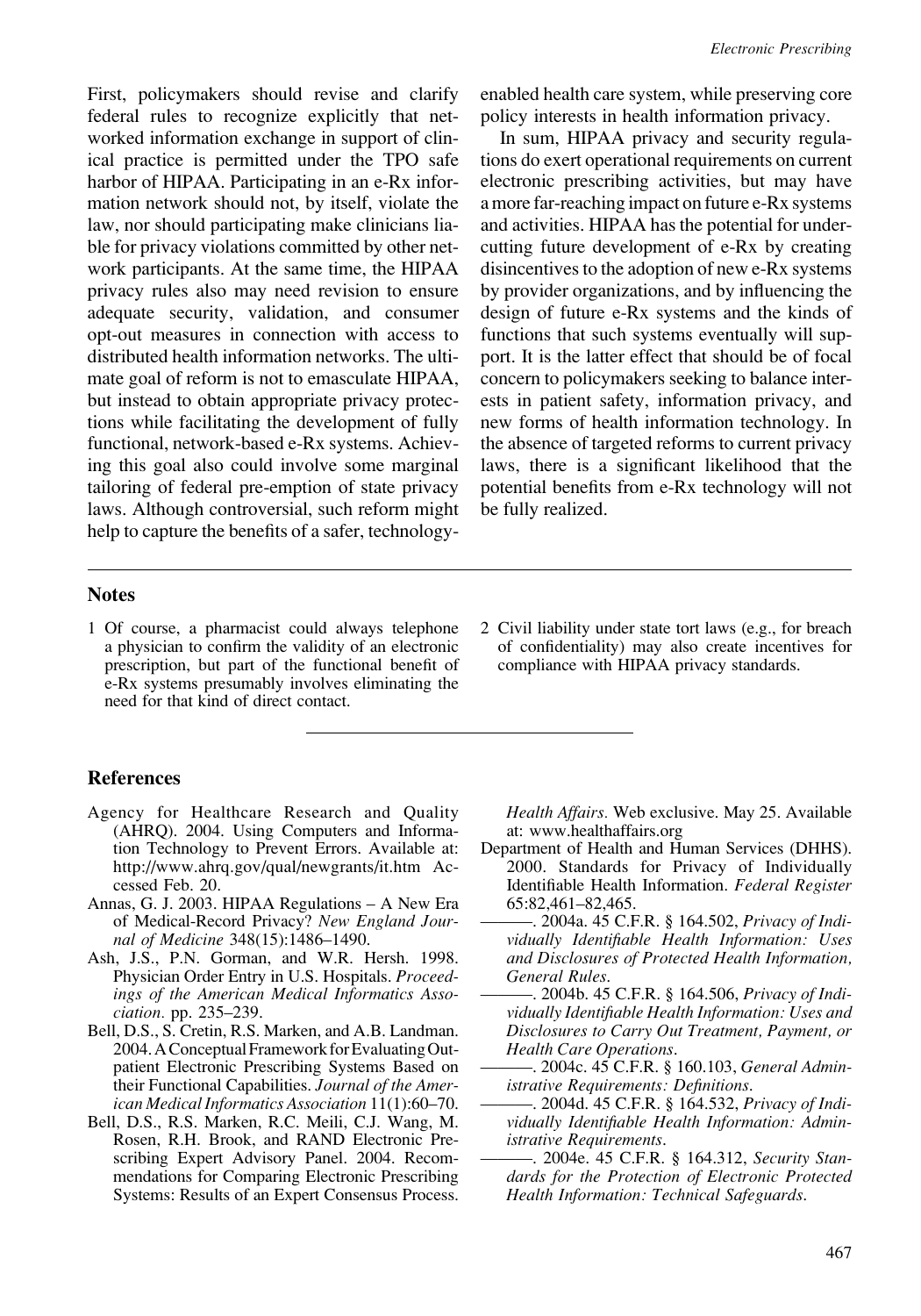First, policymakers should revise and clarify federal rules to recognize explicitly that networked information exchange in support of clinical practice is permitted under the TPO safe harbor of HIPAA. Participating in an e-Rx information network should not, by itself, violate the law, nor should participating make clinicians liable for privacy violations committed by other network participants. At the same time, the HIPAA privacy rules also may need revision to ensure adequate security, validation, and consumer opt-out measures in connection with access to distributed health information networks. The ultimate goal of reform is not to emasculate HIPAA, but instead to obtain appropriate privacy protections while facilitating the development of fully functional, network-based e-Rx systems. Achieving this goal also could involve some marginal tailoring of federal pre-emption of state privacy laws. Although controversial, such reform might help to capture the benefits of a safer, technology-enabled health care system, while preserving core policy interests in health information privacy.

In sum, HIPAA privacy and security regulations do exert operational requirements on current electronic prescribing activities, but may have a more far-reaching impact on future e-Rx systems and activities. HIPAA has the potential for undercutting future development of e-Rx by creating disincentives to the adoption of new e-Rx systems by provider organizations, and by influencing the design of future e-Rx systems and the kinds of functions that such systems eventually will support. It is the latter effect that should be of focal concern to policymakers seeking to balance interests in patient safety, information privacy, and new forms of health information technology. In the absence of targeted reforms to current privacy laws, there is a significant likelihood that the potential benefits from e-Rx technology will not be fully realized.

## Notes

1 Of course, a pharmacist could always telephone a physician to confirm the validity of an electronic prescription, but part of the functional benefit of e-Rx systems presumably involves eliminating the need for that kind of direct contact.

2 Civil liability under state tort laws (e.g., for breach of confidentiality) may also create incentives for compliance with HIPAA privacy standards.

## References

Agency for Healthcare Research and Quality (AHRQ). 2004. Using Computers and Information Technology to Prevent Errors. Available at: http://www.ahrq.gov/qual/newgrants/it.htm Accessed Feb. 20.

Annas, G. J. 2003. HIPAA Regulations – A New Era of Medical-Record Privacy? *New England Journal of Medicine* 348(15):1486–1490.

Ash, J.S., P.N. Gorman, and W.R. Hersh. 1998. Physician Order Entry in U.S. Hospitals. *Proceedings of the American Medical Informatics Association.* pp. 235–239.

Bell, D.S., S. Cretin, R.S. Marken, and A.B. Landman. 2004. A Conceptual Framework for Evaluating Outpatient Electronic Prescribing Systems Based on their Functional Capabilities. *Journal of the American Medical Informatics Association* 11(1):60–70.

Bell, D.S., R.S. Marken, R.C. Meili, C.J. Wang, M. Rosen, R.H. Brook, and RAND Electronic Prescribing Expert Advisory Panel. 2004. Recommendations for Comparing Electronic Prescribing Systems: Results of an Expert Consensus Process. *Health Affairs.* Web exclusive. May 25. Available at: www.healthaffairs.org

Department of Health and Human Services (DHHS). 2000. Standards for Privacy of Individually Identifiable Health Information. *Federal Register* 65:82,461–82,465.

———. 2004a. 45 C.F.R. § 164.502, *Privacy of Individually Identifiable Health Information: Uses and Disclosures of Protected Health Information, General Rules.*

———. 2004b. 45 C.F.R. § 164.506, *Privacy of Individually Identifiable Health Information: Uses and Disclosures to Carry Out Treatment, Payment, or Health Care Operations.*

———. 2004c. 45 C.F.R. § 160.103, *General Administrative Requirements: Definitions.*

———. 2004d. 45 C.F.R. § 164.532, *Privacy of Individually Identifiable Health Information: Administrative Requirements.*

———. 2004e. 45 C.F.R. § 164.312, *Security Standards for the Protection of Electronic Protected Health Information: Technical Safeguards.*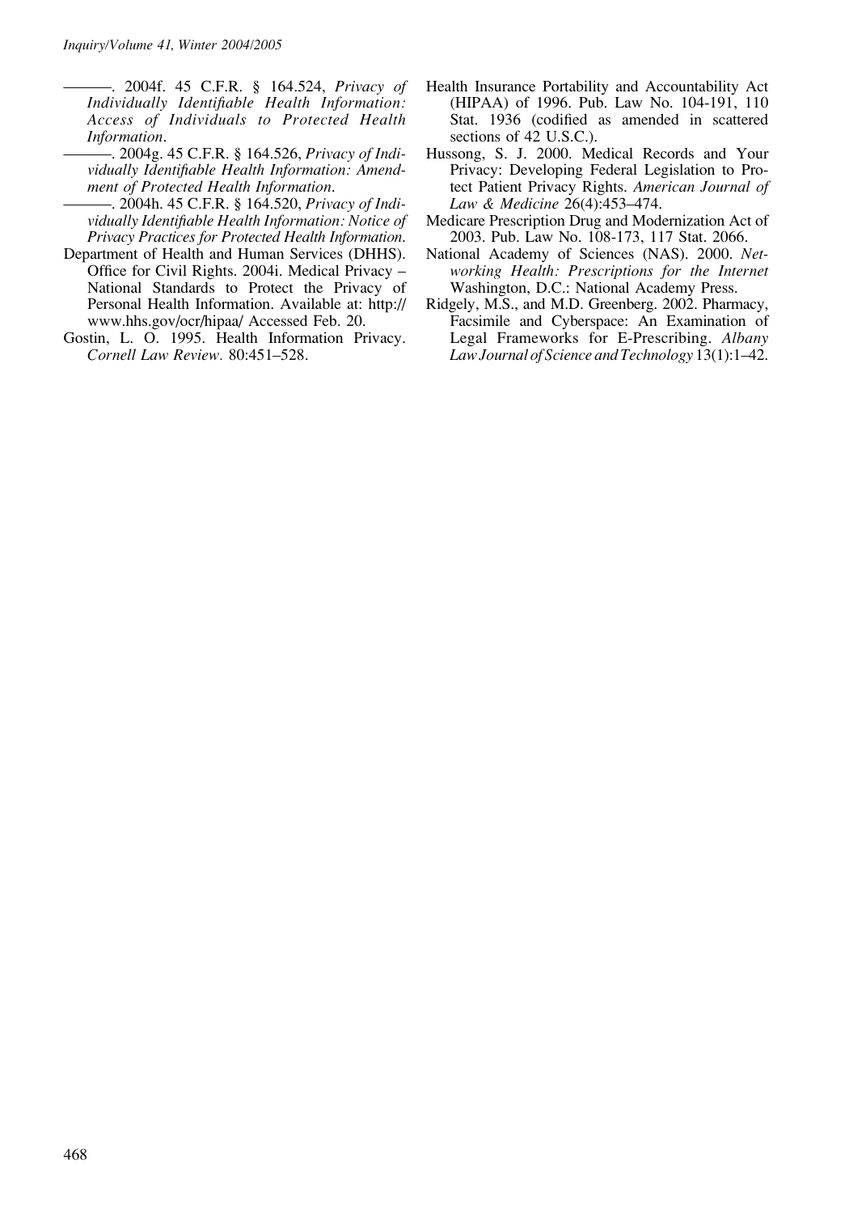———. 2004f. 45 C.F.R. § 164.524, *Privacy of Individually Identifiable Health Information: Access of Individuals to Protected Health Information*.

———. 2004g. 45 C.F.R. § 164.526, *Privacy of Individually Identifiable Health Information: Amendment of Protected Health Information*.

———. 2004h. 45 C.F.R. § 164.520, *Privacy of Individually Identifiable Health Information: Notice of Privacy Practices for Protected Health Information*.

Department of Health and Human Services (DHHS). Office for Civil Rights. 2004i. Medical Privacy – National Standards to Protect the Privacy of Personal Health Information. Available at: http://www.hhs.gov/ocr/hipaa/ Accessed Feb. 20.

Gostin, L. O. 1995. Health Information Privacy. *Cornell Law Review.* 80:451–528.

Health Insurance Portability and Accountability Act (HIPAA) of 1996. Pub. Law No. 104-191, 110 Stat. 1936 (codified as amended in scattered sections of 42 U.S.C.).

Hussong, S. J. 2000. Medical Records and Your Privacy: Developing Federal Legislation to Protect Patient Privacy Rights. *American Journal of Law & Medicine* 26(4):453–474.

Medicare Prescription Drug and Modernization Act of 2003. Pub. Law No. 108-173, 117 Stat. 2066.

National Academy of Sciences (NAS). 2000. *Networking Health: Prescriptions for the Internet* Washington, D.C.: National Academy Press.

Ridgely, M.S., and M.D. Greenberg. 2002. Pharmacy, Facsimile and Cyberspace: An Examination of Legal Frameworks for E-Prescribing. *Albany Law Journal of Science and Technology* 13(1):1–42.